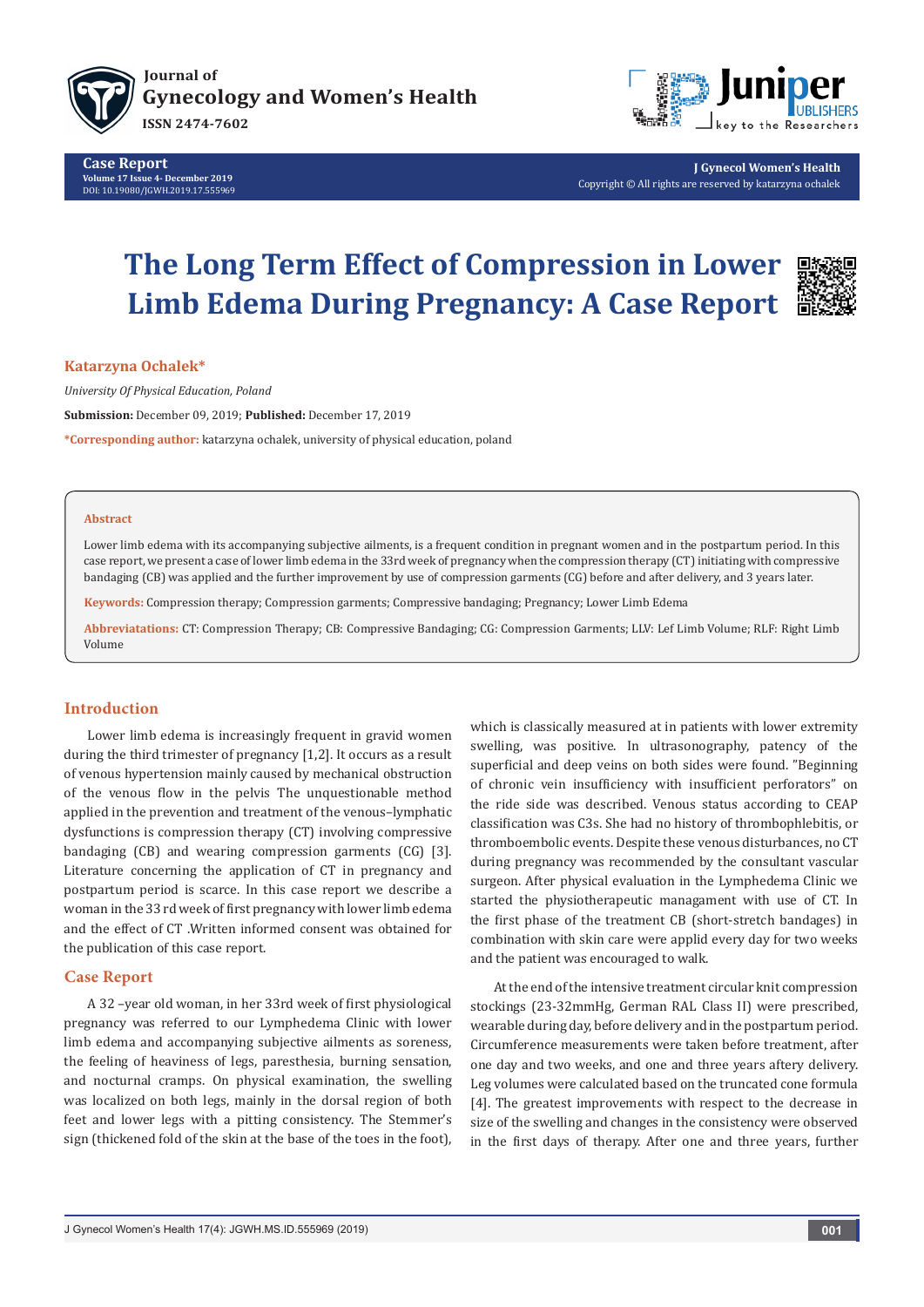# The Long Term Effect of Compression in Lower Limb Edema During Pregnancy: A Case Report

**Katarzyna Ochalek***

*University Of Physical Education, Poland*

**Submission:** December 09, 2019; **Published:** December 17, 2019

***Corresponding author:** katarzyna ochalek, university of physical education, poland

## Abstract

Lower limb edema with its accompanying subjective ailments, is a frequent condition in pregnant women and in the postpartum period. In this case report, we present a case of lower limb edema in the 33rd week of pregnancy when the compression therapy (CT) initiating with compressive bandaging (CB) was applied and the further improvement by use of compression garments (CG) before and after delivery, and 3 years later.

**Keywords:** Compression therapy; Compression garments; Compressive bandaging; Pregnancy; Lower Limb Edema

**Abbreviatations:** CT: Compression Therapy; CB: Compressive Bandaging; CG: Compression Garments; LLV: Lef Limb Volume; RLF: Right Limb Volume

## Introduction

Lower limb edema is increasingly frequent in gravid women during the third trimester of pregnancy [1,2]. It occurs as a result of venous hypertension mainly caused by mechanical obstruction of the venous flow in the pelvis The unquestionable method applied in the prevention and treatment of the venous–lymphatic dysfunctions is compression therapy (CT) involving compressive bandaging (CB) and wearing compression garments (CG) [3]. Literature concerning the application of CT in pregnancy and postpartum period is scarce. In this case report we describe a woman in the 33 rd week of first pregnancy with lower limb edema and the effect of CT .Written informed consent was obtained for the publication of this case report.

## Case Report

A 32 –year old woman, in her 33rd week of first physiological pregnancy was referred to our Lymphedema Clinic with lower limb edema and accompanying subjective ailments as soreness, the feeling of heaviness of legs, paresthesia, burning sensation, and nocturnal cramps. On physical examination, the swelling was localized on both legs, mainly in the dorsal region of both feet and lower legs with a pitting consistency. The Stemmer's sign (thickened fold of the skin at the base of the toes in the foot), which is classically measured at in patients with lower extremity swelling, was positive. In ultrasonography, patency of the superficial and deep veins on both sides were found. "Beginning of chronic vein insufficiency with insufficient perforators" on the ride side was described. Venous status according to CEAP classification was C3s. She had no history of thrombophlebitis, or thromboembolic events. Despite these venous disturbances, no CT during pregnancy was recommended by the consultant vascular surgeon. After physical evaluation in the Lymphedema Clinic we started the physiotherapeutic managament with use of CT. In the first phase of the treatment CB (short-stretch bandages) in combination with skin care were applid every day for two weeks and the patient was encouraged to walk.

At the end of the intensive treatment circular knit compression stockings (23-32mmHg, German RAL Class II) were prescribed, wearable during day, before delivery and in the postpartum period. Circumference measurements were taken before treatment, after one day and two weeks, and one and three years aftery delivery. Leg volumes were calculated based on the truncated cone formula [4]. The greatest improvements with respect to the decrease in size of the swelling and changes in the consistency were observed in the first days of therapy. After one and three years, further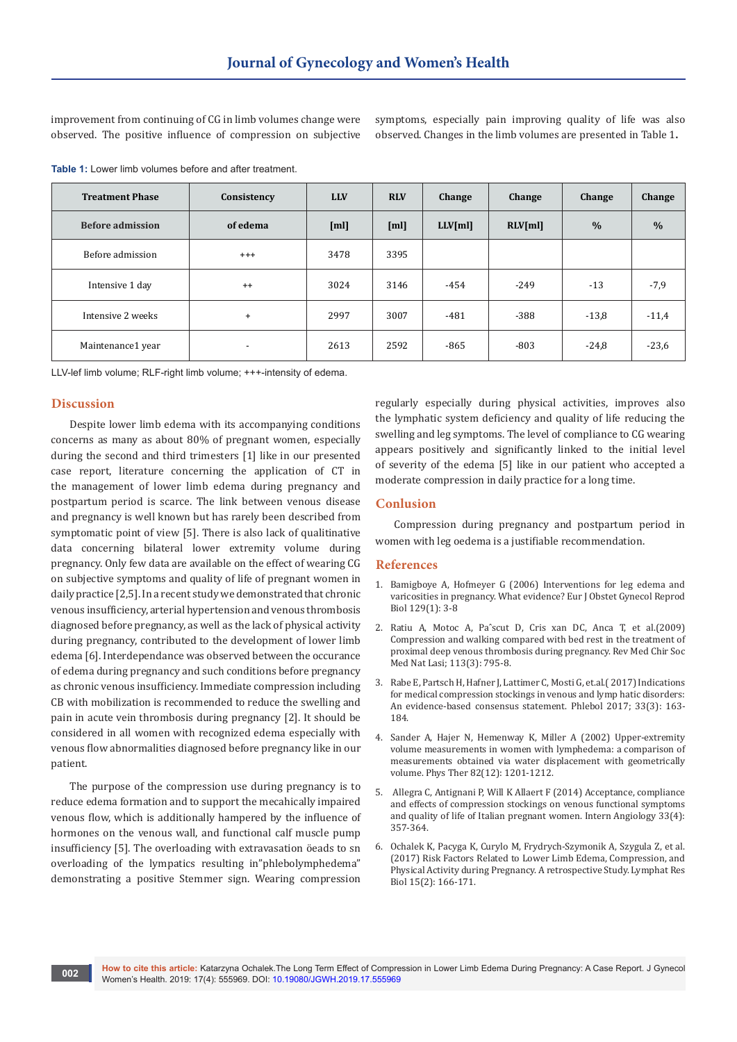improvement from continuing of CG in limb volumes change were observed. The positive influence of compression on subjective symptoms, especially pain improving quality of life was also observed. Changes in the limb volumes are presented in Table 1.

**Table 1:** Lower limb volumes before and after treatment.

| Treatment Phase | Consistency | LLV | RLV | Change | Change | Change | Change |
|---|---|---|---|---|---|---|---|
| Before admission | of edema | [ml] | [ml] | LLV[ml] | RLV[ml] | % | % |
| Before admission | +++ | 3478 | 3395 | | | | |
| Intensive 1 day | ++ | 3024 | 3146 | -454 | -249 | -13 | -7,9 |
| Intensive 2 weeks | + | 2997 | 3007 | -481 | -388 | -13,8 | -11,4 |
| Maintenance1 year | - | 2613 | 2592 | -865 | -803 | -24,8 | -23,6 |

LLV-lef limb volume; RLF-right limb volume; +++-intensity of edema.

## Discussion

Despite lower limb edema with its accompanying conditions concerns as many as about 80% of pregnant women, especially during the second and third trimesters [1] like in our presented case report, literature concerning the application of CT in the management of lower limb edema during pregnancy and postpartum period is scarce. The link between venous disease and pregnancy is well known but has rarely been described from symptomatic point of view [5]. There is also lack of qualitinative data concerning bilateral lower extremity volume during pregnancy. Only few data are available on the effect of wearing CG on subjective symptoms and quality of life of pregnant women in daily practice [2,5]. In a recent study we demonstrated that chronic venous insufficiency, arterial hipertension and venous thrombosis diagnosed before pregnancy, as well as the lack of physical activity during pregnancy, contributed to the development of lower limb edema [6]. Interdependance was observed between the occurance of edema during pregnancy and such conditions before pregnancy as chronic venous insufficiency. Immediate compression including CB with mobilization is recommended to reduce the swelling and pain in acute vein thrombosis during pregnancy [2]. It should be considered in all women with recognized edema especially with venous flow abnormalities diagnosed before pregnancy like in our patient.

The purpose of the compression use during pregnancy is to reduce edema formation and to support the mecahically impaired venous flow, which is additionally hampered by the influence of hormones on the venous wall, and functional calf muscle pump insufficiency [5]. The overloading with extravasation öeads to sn overloading of the lympatics resulting in"phlebolymphedema" demonstrating a positive Stemmer sign. Wearing compression regularly especially during physical activities, improves also the lymphatic system deficiency and quality of life reducing the swelling and leg symptoms. The level of compliance to CG wearing appears positively and significantly linked to the initial level of severity of the edema [5] like in our patient who accepted a moderate compression in daily practice for a long time.

## Conlusion

Compression during pregnancy and postpartum period in women with leg oedema is a justifiable recommendation.

## References

1. Bamigboye A, Hofmeyer G (2006) Interventions for leg edema and varicosities in pregnancy. What evidence? Eur J Obstet Gynecol Reprod Biol 129(1): 3-8
2. Ratiu A, Motoc A, Paˆscut D, Cris xan DC, Anca T, et al.(2009) Compression and walking compared with bed rest in the treatment of proximal deep venous thrombosis during pregnancy. Rev Med Chir Soc Med Nat Lasi; 113(3): 795-8.
3. Rabe E, Partsch H, Hafner J, Lattimer C, Mosti G, et.al.( 2017) Indications for medical compression stockings in venous and lymp hatic disorders: An evidence-based consensus statement. Phlebol 2017; 33(3): 163-184.
4. Sander A, Hajer N, Hemenway K, Miller A (2002) Upper-extremity volume measurements in women with lymphedema: a comparison of measurements obtained via water displacement with geometrically volume. Phys Ther 82(12): 1201-1212.
5. Allegra C, Antignani P, Will K Allaert F (2014) Acceptance, compliance and effects of compression stockings on venous functional symptoms and quality of life of Italian pregnant women. Intern Angiology 33(4): 357-364.
6. Ochalek K, Pacyga K, Curylo M, Frydrych-Szymonik A, Szygula Z, et al. (2017) Risk Factors Related to Lower Limb Edema, Compression, and Physical Activity during Pregnancy. A retrospective Study. Lymphat Res Biol 15(2): 166-171.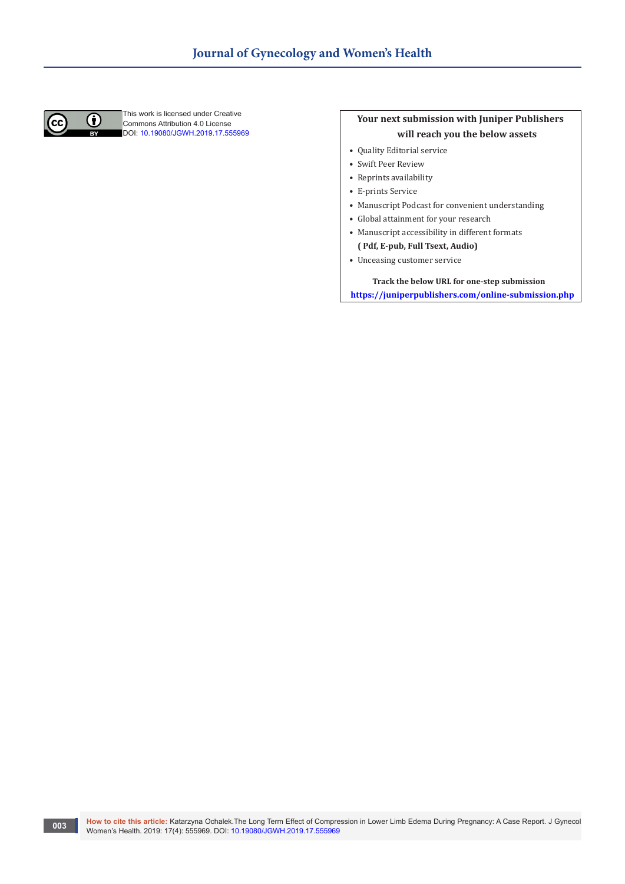This work is licensed under Creative Commons Attribution 4.0 License
DOI: 10.19080/JGWH.2019.17.555969

**Your next submission with Juniper Publishers will reach you the below assets**

- Quality Editorial service
- Swift Peer Review
- Reprints availability
- E-prints Service
- Manuscript Podcast for convenient understanding
- Global attainment for your research
- Manuscript accessibility in different formats
  **( Pdf, E-pub, Full Tsext, Audio)**
- Unceasing customer service

**Track the below URL for one-step submission**
**https://juniperpublishers.com/online-submission.php**

**How to cite this article:** Katarzyna Ochalek.The Long Term Effect of Compression in Lower Limb Edema During Pregnancy: A Case Report. J Gynecol Women's Health. 2019: 17(4): 555969. DOI: 10.19080/JGWH.2019.17.555969